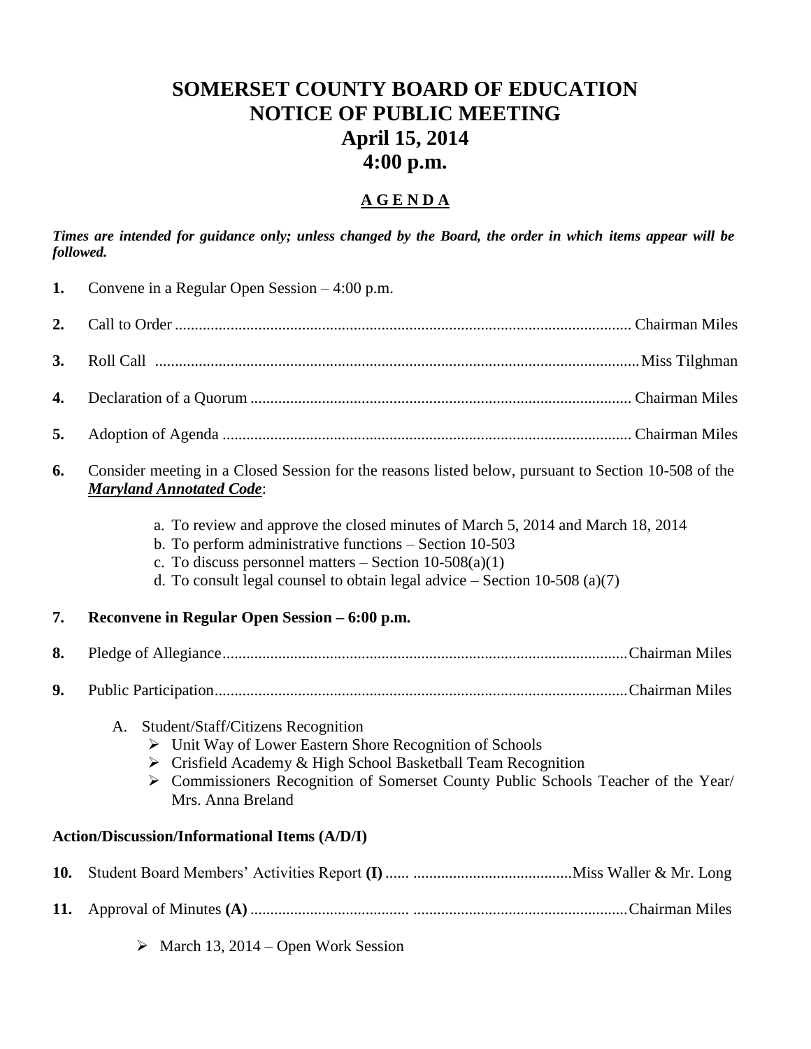# SOMERSET COUNTY BOARD OF EDUCATION
# NOTICE OF PUBLIC MEETING
# April 15, 2014
# 4:00 p.m.

## A G E N D A

***Times are intended for guidance only; unless changed by the Board, the order in which items appear will be followed.***

**1.** Convene in a Regular Open Session – 4:00 p.m.

**2.** Call to Order .................................................................................................................. Chairman Miles

**3.** Roll Call ........................................................................................................................ Miss Tilghman

**4.** Declaration of a Quorum ............................................................................................... Chairman Miles

**5.** Adoption of Agenda ...................................................................................................... Chairman Miles

**6.** Consider meeting in a Closed Session for the reasons listed below, pursuant to Section 10-508 of the ***Maryland Annotated Code***:

   a. To review and approve the closed minutes of March 5, 2014 and March 18, 2014
   b. To perform administrative functions – Section 10-503
   c. To discuss personnel matters – Section 10-508(a)(1)
   d. To consult legal counsel to obtain legal advice – Section 10-508 (a)(7)

**7. Reconvene in Regular Open Session – 6:00 p.m.**

**8.** Pledge of Allegiance .....................................................................................................Chairman Miles

**9.** Public Participation.......................................................................................................Chairman Miles

   A. Student/Staff/Citizens Recognition
      - Unit Way of Lower Eastern Shore Recognition of Schools
      - Crisfield Academy & High School Basketball Team Recognition
      - Commissioners Recognition of Somerset County Public Schools Teacher of the Year/ Mrs. Anna Breland

**Action/Discussion/Informational Items (A/D/I)**

**10.** Student Board Members' Activities Report **(I)** ...... ........................................Miss Waller & Mr. Long

**11.** Approval of Minutes **(A)** ....................................... .....................................................Chairman Miles

   - March 13, 2014 – Open Work Session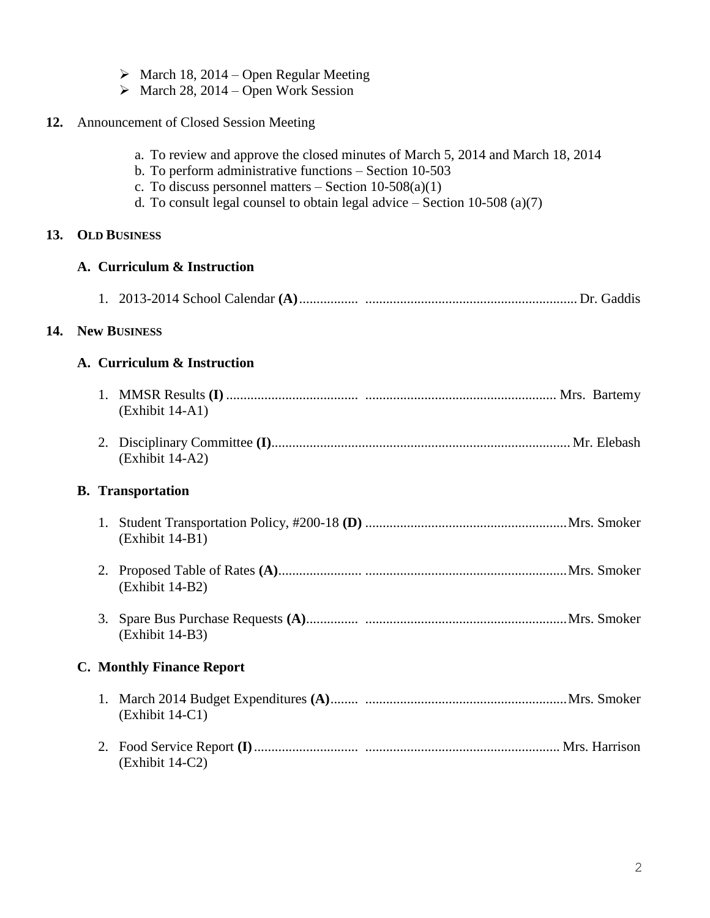- March 18, 2014 – Open Regular Meeting
- March 28, 2014 – Open Work Session

**12.** Announcement of Closed Session Meeting

a. To review and approve the closed minutes of March 5, 2014 and March 18, 2014
b. To perform administrative functions – Section 10-503
c. To discuss personnel matters – Section 10-508(a)(1)
d. To consult legal counsel to obtain legal advice – Section 10-508 (a)(7)

**13. OLD BUSINESS**

**A. Curriculum & Instruction**

1. 2013-2014 School Calendar **(A)**................. ............................................................. Dr. Gaddis

**14. NEW BUSINESS**

**A. Curriculum & Instruction**

1. MMSR Results **(I)** ..................................... ....................................................... Mrs. Bartemy
(Exhibit 14-A1)

2. Disciplinary Committee **(I)**..................................................................................... Mr. Elebash
(Exhibit 14-A2)

**B. Transportation**

1. Student Transportation Policy, #200-18 **(D)** ..........................................................Mrs. Smoker
(Exhibit 14-B1)

2. Proposed Table of Rates **(A)**....................... ..........................................................Mrs. Smoker
(Exhibit 14-B2)

3. Spare Bus Purchase Requests **(A)**............... ..........................................................Mrs. Smoker
(Exhibit 14-B3)

**C. Monthly Finance Report**

1. March 2014 Budget Expenditures **(A)**........ ..........................................................Mrs. Smoker
(Exhibit 14-C1)

2. Food Service Report **(I)**............................. ........................................................ Mrs. Harrison
(Exhibit 14-C2)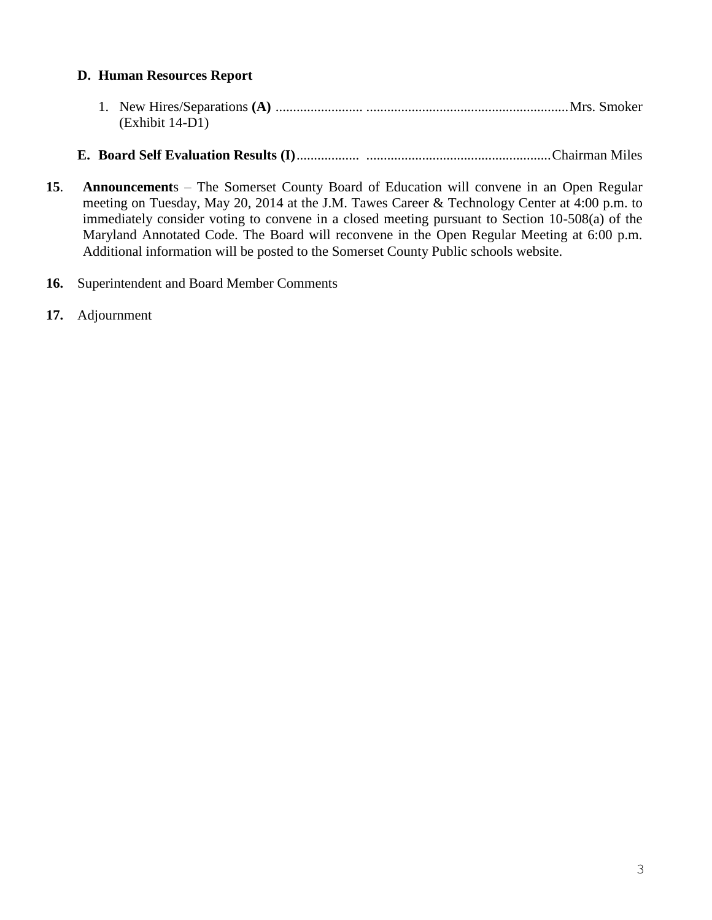**D. Human Resources Report**

1. New Hires/Separations **(A)** ........................ ..........................................................Mrs. Smoker
   (Exhibit 14-D1)

**E. Board Self Evaluation Results (I)**.................. .....................................................Chairman Miles

**15**. **Announcement**s – The Somerset County Board of Education will convene in an Open Regular meeting on Tuesday, May 20, 2014 at the J.M. Tawes Career & Technology Center at 4:00 p.m. to immediately consider voting to convene in a closed meeting pursuant to Section 10-508(a) of the Maryland Annotated Code. The Board will reconvene in the Open Regular Meeting at 6:00 p.m. Additional information will be posted to the Somerset County Public schools website.

**16.** Superintendent and Board Member Comments

**17.** Adjournment